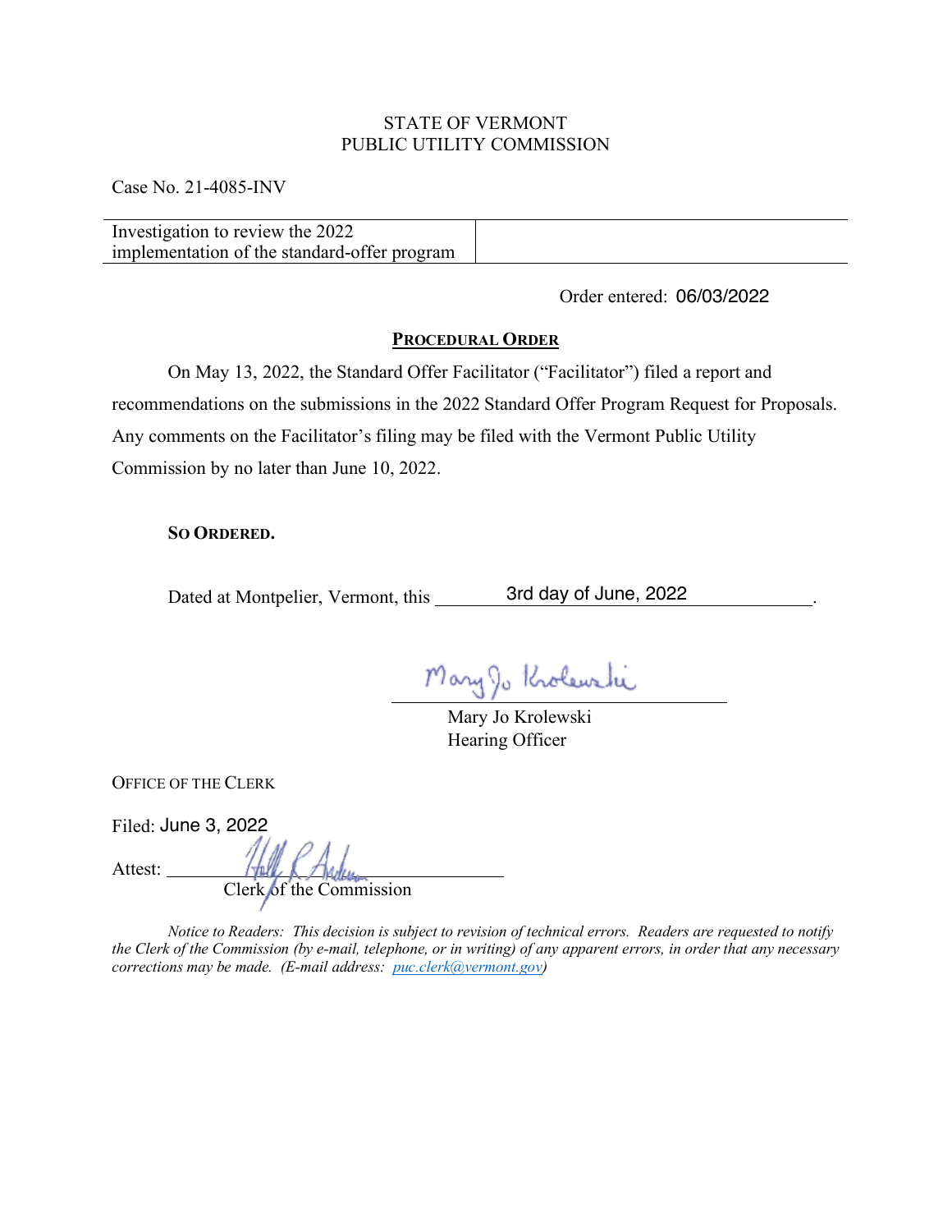STATE OF VERMONT
PUBLIC UTILITY COMMISSION

Case No. 21-4085-INV

| Investigation to review the 2022 implementation of the standard-offer program | |
|---|---|

Order entered: 06/03/2022

## PROCEDURAL ORDER

On May 13, 2022, the Standard Offer Facilitator ("Facilitator") filed a report and recommendations on the submissions in the 2022 Standard Offer Program Request for Proposals. Any comments on the Facilitator's filing may be filed with the Vermont Public Utility Commission by no later than June 10, 2022.

**SO ORDERED.**

Dated at Montpelier, Vermont, this 3rd day of June, 2022.

Mary Jo Krolewski
Hearing Officer

OFFICE OF THE CLERK

Filed: June 3, 2022

Attest: ______________________
Clerk of the Commission

*Notice to Readers: This decision is subject to revision of technical errors. Readers are requested to notify the Clerk of the Commission (by e-mail, telephone, or in writing) of any apparent errors, in order that any necessary corrections may be made. (E-mail address: puc.clerk@vermont.gov)*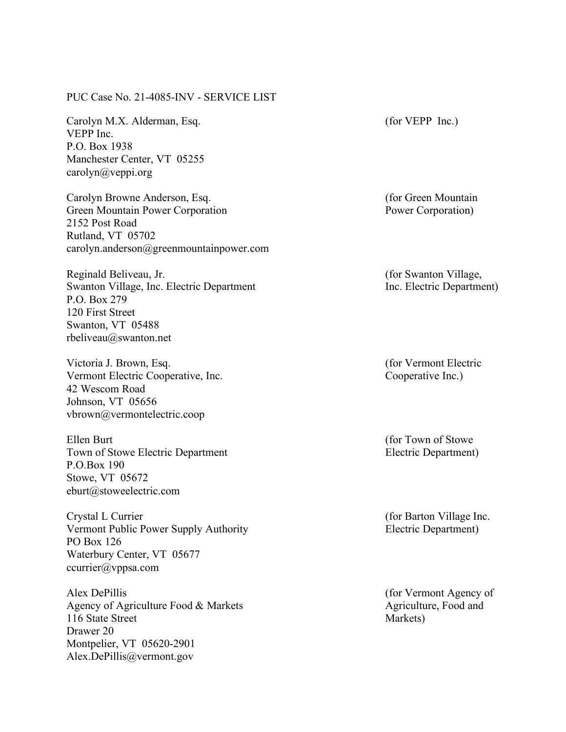PUC Case No. 21-4085-INV - SERVICE LIST

Carolyn M.X. Alderman, Esq.
VEPP Inc.
P.O. Box 1938
Manchester Center, VT 05255
carolyn@veppi.org

(for VEPP Inc.)

Carolyn Browne Anderson, Esq.
Green Mountain Power Corporation
2152 Post Road
Rutland, VT 05702
carolyn.anderson@greenmountainpower.com

(for Green Mountain Power Corporation)

Reginald Beliveau, Jr.
Swanton Village, Inc. Electric Department
P.O. Box 279
120 First Street
Swanton, VT 05488
rbeliveau@swanton.net

(for Swanton Village, Inc. Electric Department)

Victoria J. Brown, Esq.
Vermont Electric Cooperative, Inc.
42 Wescom Road
Johnson, VT 05656
vbrown@vermontelectric.coop

(for Vermont Electric Cooperative Inc.)

Ellen Burt
Town of Stowe Electric Department
P.O.Box 190
Stowe, VT 05672
eburt@stoweelectric.com

(for Town of Stowe Electric Department)

Crystal L Currier
Vermont Public Power Supply Authority
PO Box 126
Waterbury Center, VT 05677
ccurrier@vppsa.com

(for Barton Village Inc. Electric Department)

Alex DePillis
Agency of Agriculture Food & Markets
116 State Street
Drawer 20
Montpelier, VT 05620-2901
Alex.DePillis@vermont.gov

(for Vermont Agency of Agriculture, Food and Markets)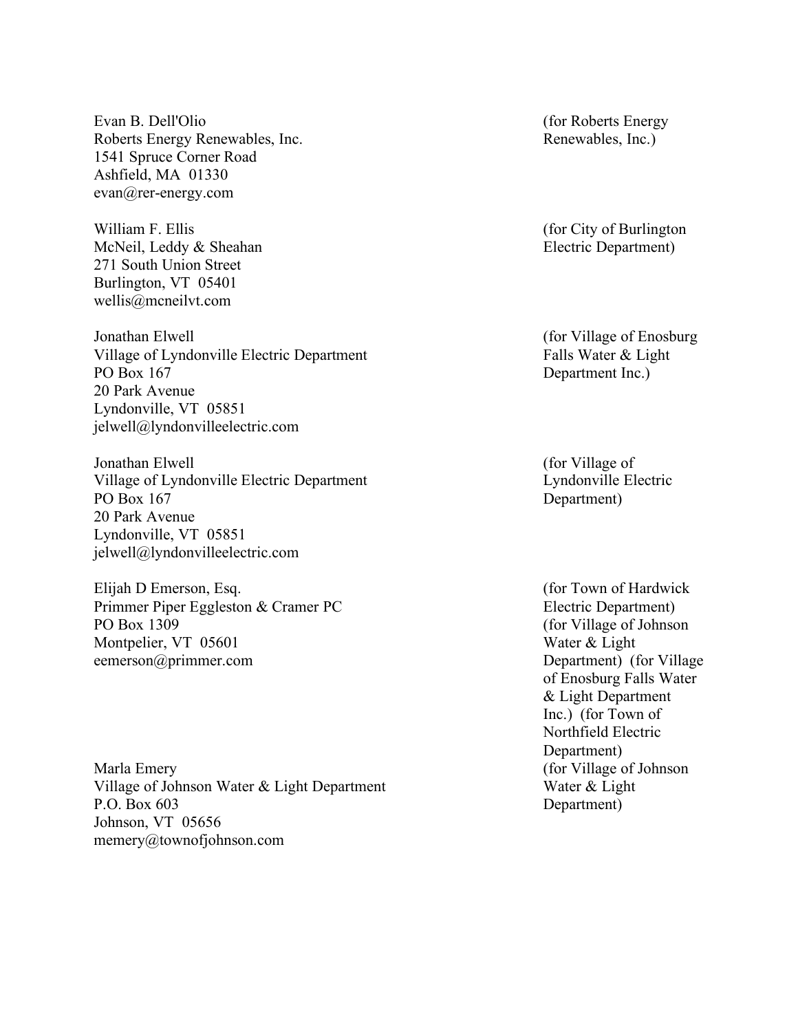Evan B. Dell'Olio
Roberts Energy Renewables, Inc.
1541 Spruce Corner Road
Ashfield, MA 01330
evan@rer-energy.com

(for Roberts Energy Renewables, Inc.)

William F. Ellis
McNeil, Leddy & Sheahan
271 South Union Street
Burlington, VT 05401
wellis@mcneilvt.com

(for City of Burlington Electric Department)

Jonathan Elwell
Village of Lyndonville Electric Department
PO Box 167
20 Park Avenue
Lyndonville, VT 05851
jelwell@lyndonvilleelectric.com

(for Village of Enosburg Falls Water & Light Department Inc.)

Jonathan Elwell
Village of Lyndonville Electric Department
PO Box 167
20 Park Avenue
Lyndonville, VT 05851
jelwell@lyndonvilleelectric.com

(for Village of Lyndonville Electric Department)

Elijah D Emerson, Esq.
Primmer Piper Eggleston & Cramer PC
PO Box 1309
Montpelier, VT 05601
eemerson@primmer.com

(for Town of Hardwick Electric Department)
(for Village of Johnson Water & Light Department) (for Village of Enosburg Falls Water & Light Department Inc.) (for Town of Northfield Electric Department)

Marla Emery
Village of Johnson Water & Light Department
P.O. Box 603
Johnson, VT 05656
memery@townofjohnson.com

(for Village of Johnson Water & Light Department)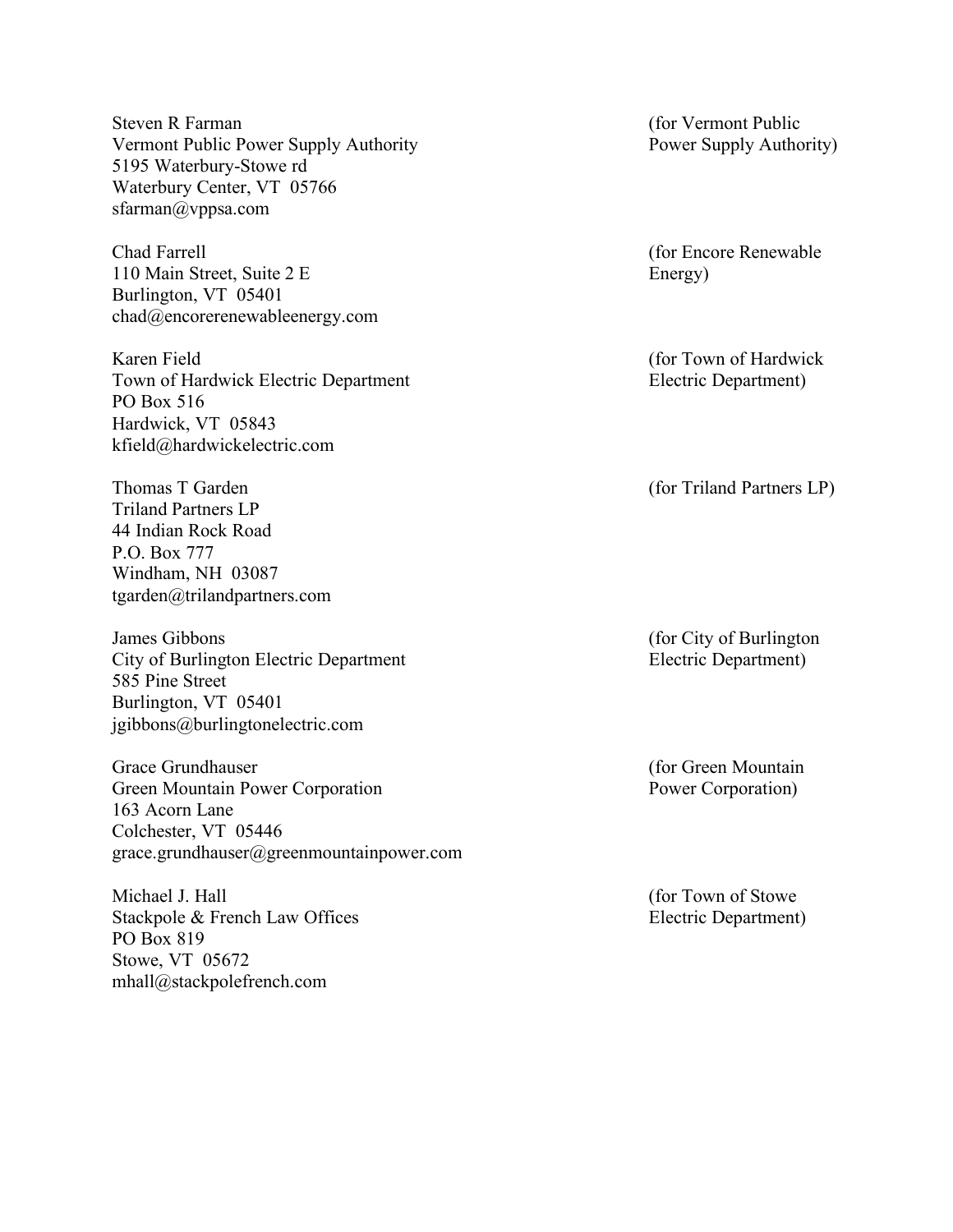Steven R Farman (for Vermont Public Power Supply Authority)
Vermont Public Power Supply Authority
5195 Waterbury-Stowe rd
Waterbury Center, VT 05766
sfarman@vppsa.com

Chad Farrell (for Encore Renewable Energy)
110 Main Street, Suite 2 E
Burlington, VT 05401
chad@encorerenewableenergy.com

Karen Field (for Town of Hardwick Electric Department)
Town of Hardwick Electric Department
PO Box 516
Hardwick, VT 05843
kfield@hardwickelectric.com

Thomas T Garden (for Triland Partners LP)
Triland Partners LP
44 Indian Rock Road
P.O. Box 777
Windham, NH 03087
tgarden@trilandpartners.com

James Gibbons (for City of Burlington Electric Department)
City of Burlington Electric Department
585 Pine Street
Burlington, VT 05401
jgibbons@burlingtonelectric.com

Grace Grundhauser (for Green Mountain Power Corporation)
Green Mountain Power Corporation
163 Acorn Lane
Colchester, VT 05446
grace.grundhauser@greenmountainpower.com

Michael J. Hall (for Town of Stowe Electric Department)
Stackpole & French Law Offices
PO Box 819
Stowe, VT 05672
mhall@stackpolefrench.com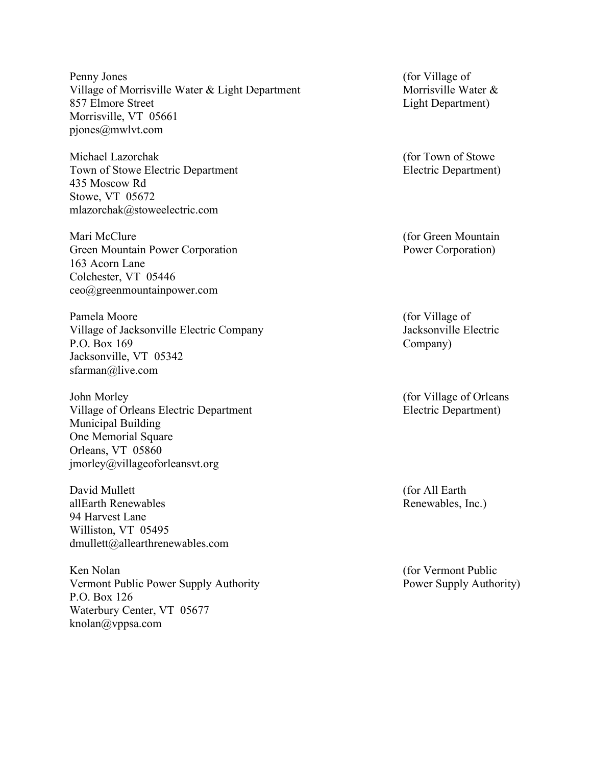Penny Jones
Village of Morrisville Water & Light Department
857 Elmore Street
Morrisville, VT 05661
pjones@mwlvt.com

(for Village of Morrisville Water & Light Department)

Michael Lazorchak
Town of Stowe Electric Department
435 Moscow Rd
Stowe, VT 05672
mlazorchak@stoweelectric.com

(for Town of Stowe Electric Department)

Mari McClure
Green Mountain Power Corporation
163 Acorn Lane
Colchester, VT 05446
ceo@greenmountainpower.com

(for Green Mountain Power Corporation)

Pamela Moore
Village of Jacksonville Electric Company
P.O. Box 169
Jacksonville, VT 05342
sfarman@live.com

(for Village of Jacksonville Electric Company)

John Morley
Village of Orleans Electric Department
Municipal Building
One Memorial Square
Orleans, VT 05860
jmorley@villageoforleansvt.org

(for Village of Orleans Electric Department)

David Mullett
allEarth Renewables
94 Harvest Lane
Williston, VT 05495
dmullett@allearthrenewables.com

(for All Earth Renewables, Inc.)

Ken Nolan
Vermont Public Power Supply Authority
P.O. Box 126
Waterbury Center, VT 05677
knolan@vppsa.com

(for Vermont Public Power Supply Authority)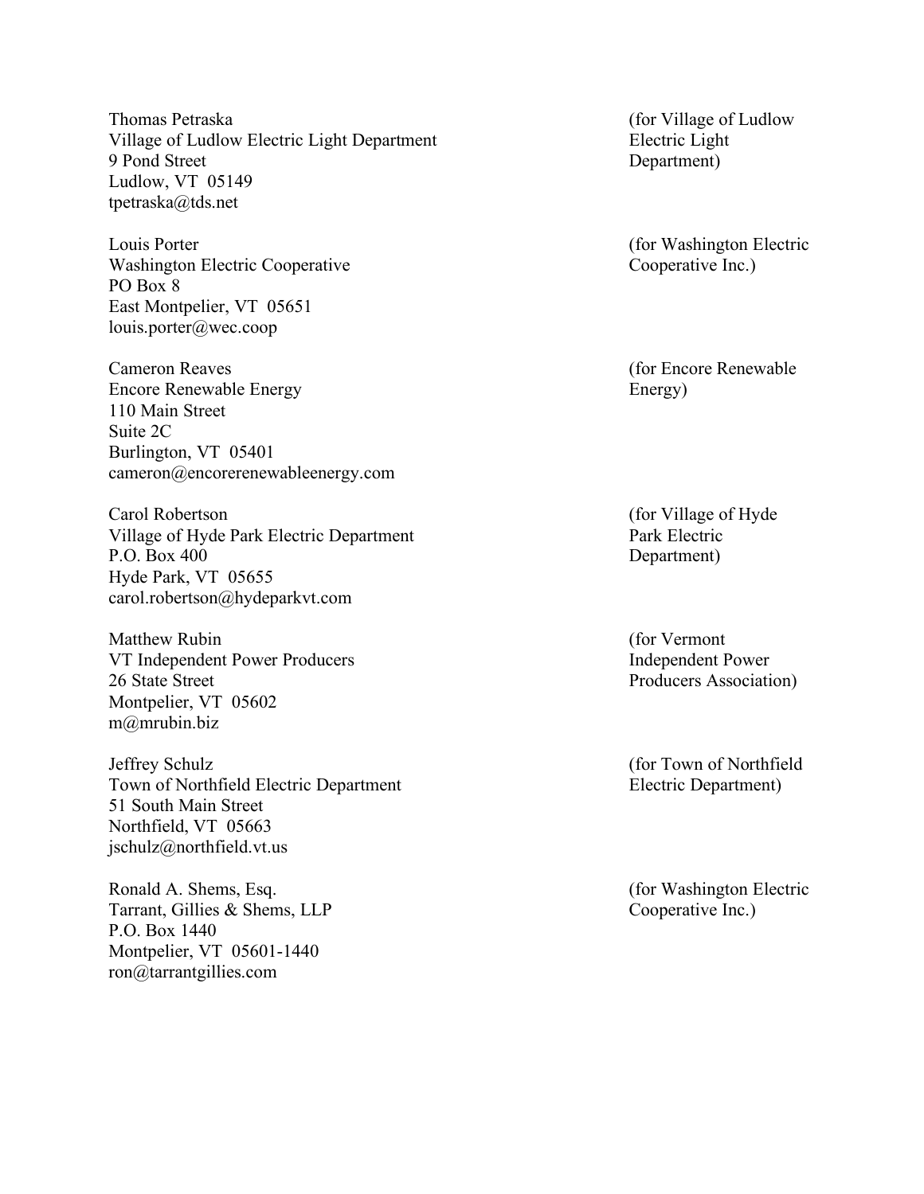Thomas Petraska
Village of Ludlow Electric Light Department
9 Pond Street
Ludlow, VT  05149
tpetraska@tds.net

(for Village of Ludlow Electric Light Department)

Louis Porter
Washington Electric Cooperative
PO Box 8
East Montpelier, VT  05651
louis.porter@wec.coop

(for Washington Electric Cooperative Inc.)

Cameron Reaves
Encore Renewable Energy
110 Main Street
Suite 2C
Burlington, VT  05401
cameron@encorerenewableenergy.com

(for Encore Renewable Energy)

Carol Robertson
Village of Hyde Park Electric Department
P.O. Box 400
Hyde Park, VT  05655
carol.robertson@hydeparkvt.com

(for Village of Hyde Park Electric Department)

Matthew Rubin
VT Independent Power Producers
26 State Street
Montpelier, VT  05602
m@mrubin.biz

(for Vermont Independent Power Producers Association)

Jeffrey Schulz
Town of Northfield Electric Department
51 South Main Street
Northfield, VT  05663
jschulz@northfield.vt.us

(for Town of Northfield Electric Department)

Ronald A. Shems, Esq.
Tarrant, Gillies & Shems, LLP
P.O. Box 1440
Montpelier, VT  05601-1440
ron@tarrantgillies.com

(for Washington Electric Cooperative Inc.)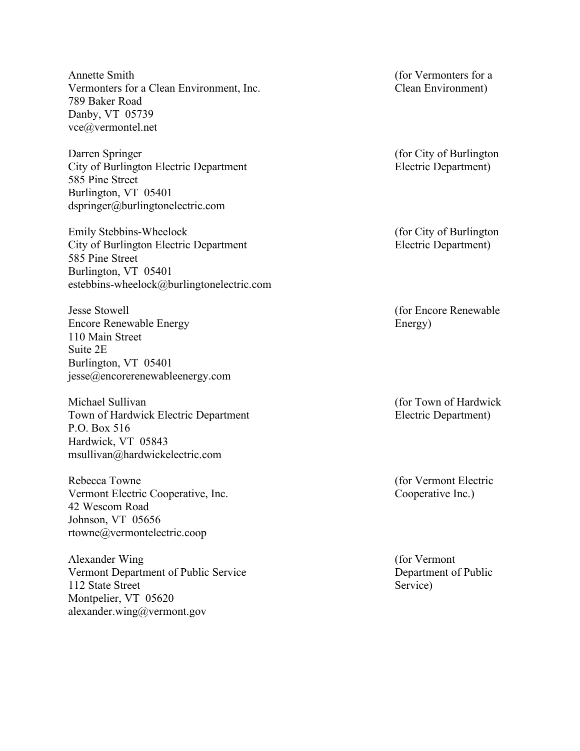Annette Smith
Vermonters for a Clean Environment, Inc.
789 Baker Road
Danby, VT 05739
vce@vermontel.net

(for Vermonters for a Clean Environment)

Darren Springer
City of Burlington Electric Department
585 Pine Street
Burlington, VT 05401
dspringer@burlingtonelectric.com

(for City of Burlington Electric Department)

Emily Stebbins-Wheelock
City of Burlington Electric Department
585 Pine Street
Burlington, VT 05401
estebbins-wheelock@burlingtonelectric.com

(for City of Burlington Electric Department)

Jesse Stowell
Encore Renewable Energy
110 Main Street
Suite 2E
Burlington, VT 05401
jesse@encorerenewableenergy.com

(for Encore Renewable Energy)

Michael Sullivan
Town of Hardwick Electric Department
P.O. Box 516
Hardwick, VT 05843
msullivan@hardwickelectric.com

(for Town of Hardwick Electric Department)

Rebecca Towne
Vermont Electric Cooperative, Inc.
42 Wescom Road
Johnson, VT 05656
rtowne@vermontelectric.coop

(for Vermont Electric Cooperative Inc.)

Alexander Wing
Vermont Department of Public Service
112 State Street
Montpelier, VT 05620
alexander.wing@vermont.gov

(for Vermont Department of Public Service)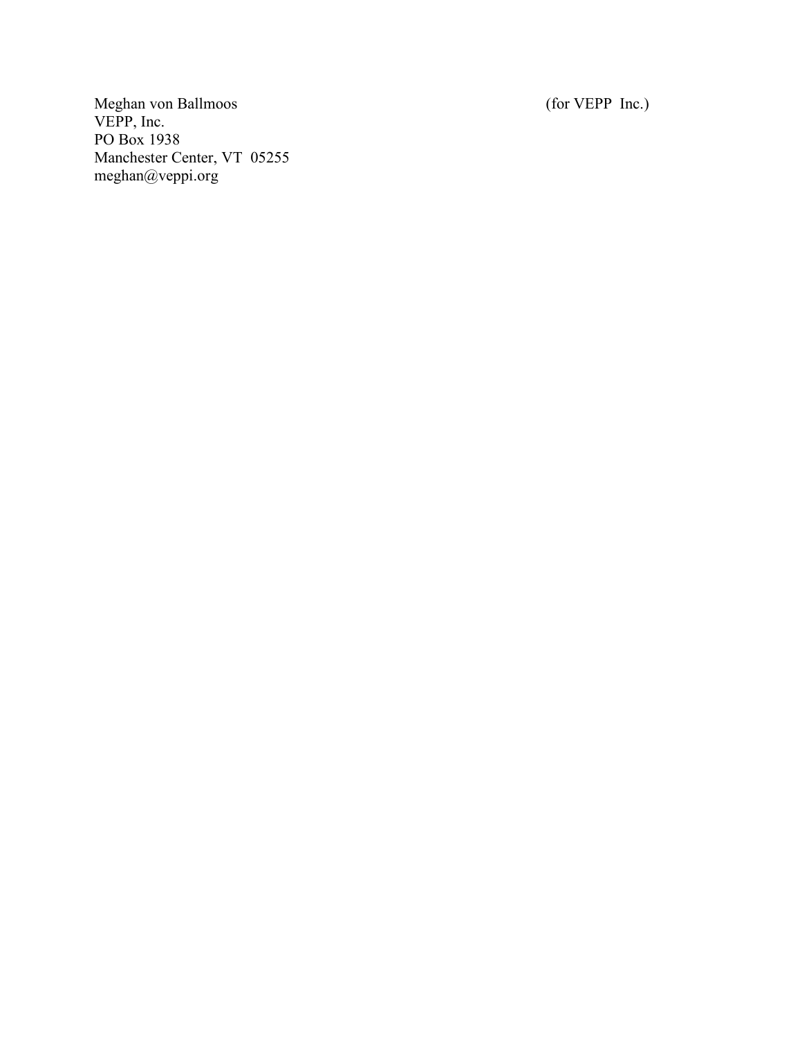Meghan von Ballmoos (for VEPP Inc.)
VEPP, Inc.
PO Box 1938
Manchester Center, VT 05255
meghan@veppi.org